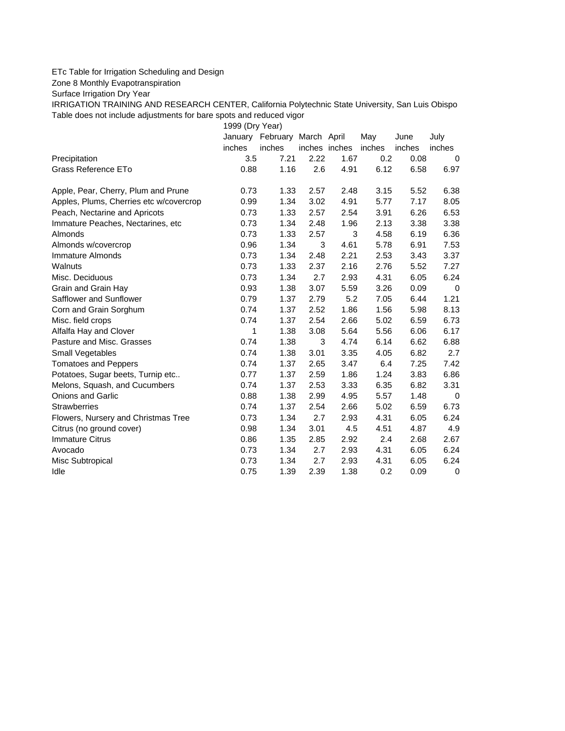ETc Table for Irrigation Scheduling and Design

Zone 8 Monthly Evapotranspiration

Surface Irrigation Dry Year

IRRIGATION TRAINING AND RESEARCH CENTER, California Polytechnic State University, San Luis Obispo

Table does not include adjustments for bare spots and reduced vigor

| | 1999 (Dry Year) | | | | | | |
|---|---|---|---|---|---|---|---|
| | January | February | March | April | May | June | July |
| | inches | inches | inches | inches | inches | inches | inches |
| Precipitation | 3.5 | 7.21 | 2.22 | 1.67 | 0.2 | 0.08 | 0 |
| Grass Reference ETo | 0.88 | 1.16 | 2.6 | 4.91 | 6.12 | 6.58 | 6.97 |
| | | | | | | | |
| Apple, Pear, Cherry, Plum and Prune | 0.73 | 1.33 | 2.57 | 2.48 | 3.15 | 5.52 | 6.38 |
| Apples, Plums, Cherries etc w/covercrop | 0.99 | 1.34 | 3.02 | 4.91 | 5.77 | 7.17 | 8.05 |
| Peach, Nectarine and Apricots | 0.73 | 1.33 | 2.57 | 2.54 | 3.91 | 6.26 | 6.53 |
| Immature Peaches, Nectarines, etc | 0.73 | 1.34 | 2.48 | 1.96 | 2.13 | 3.38 | 3.38 |
| Almonds | 0.73 | 1.33 | 2.57 | 3 | 4.58 | 6.19 | 6.36 |
| Almonds w/covercrop | 0.96 | 1.34 | 3 | 4.61 | 5.78 | 6.91 | 7.53 |
| Immature Almonds | 0.73 | 1.34 | 2.48 | 2.21 | 2.53 | 3.43 | 3.37 |
| Walnuts | 0.73 | 1.33 | 2.37 | 2.16 | 2.76 | 5.52 | 7.27 |
| Misc. Deciduous | 0.73 | 1.34 | 2.7 | 2.93 | 4.31 | 6.05 | 6.24 |
| Grain and Grain Hay | 0.93 | 1.38 | 3.07 | 5.59 | 3.26 | 0.09 | 0 |
| Safflower and Sunflower | 0.79 | 1.37 | 2.79 | 5.2 | 7.05 | 6.44 | 1.21 |
| Corn and Grain Sorghum | 0.74 | 1.37 | 2.52 | 1.86 | 1.56 | 5.98 | 8.13 |
| Misc. field crops | 0.74 | 1.37 | 2.54 | 2.66 | 5.02 | 6.59 | 6.73 |
| Alfalfa Hay and Clover | 1 | 1.38 | 3.08 | 5.64 | 5.56 | 6.06 | 6.17 |
| Pasture and Misc. Grasses | 0.74 | 1.38 | 3 | 4.74 | 6.14 | 6.62 | 6.88 |
| Small Vegetables | 0.74 | 1.38 | 3.01 | 3.35 | 4.05 | 6.82 | 2.7 |
| Tomatoes and Peppers | 0.74 | 1.37 | 2.65 | 3.47 | 6.4 | 7.25 | 7.42 |
| Potatoes, Sugar beets, Turnip etc.. | 0.77 | 1.37 | 2.59 | 1.86 | 1.24 | 3.83 | 6.86 |
| Melons, Squash, and Cucumbers | 0.74 | 1.37 | 2.53 | 3.33 | 6.35 | 6.82 | 3.31 |
| Onions and Garlic | 0.88 | 1.38 | 2.99 | 4.95 | 5.57 | 1.48 | 0 |
| Strawberries | 0.74 | 1.37 | 2.54 | 2.66 | 5.02 | 6.59 | 6.73 |
| Flowers, Nursery and Christmas Tree | 0.73 | 1.34 | 2.7 | 2.93 | 4.31 | 6.05 | 6.24 |
| Citrus (no ground cover) | 0.98 | 1.34 | 3.01 | 4.5 | 4.51 | 4.87 | 4.9 |
| Immature Citrus | 0.86 | 1.35 | 2.85 | 2.92 | 2.4 | 2.68 | 2.67 |
| Avocado | 0.73 | 1.34 | 2.7 | 2.93 | 4.31 | 6.05 | 6.24 |
| Misc Subtropical | 0.73 | 1.34 | 2.7 | 2.93 | 4.31 | 6.05 | 6.24 |
| Idle | 0.75 | 1.39 | 2.39 | 1.38 | 0.2 | 0.09 | 0 |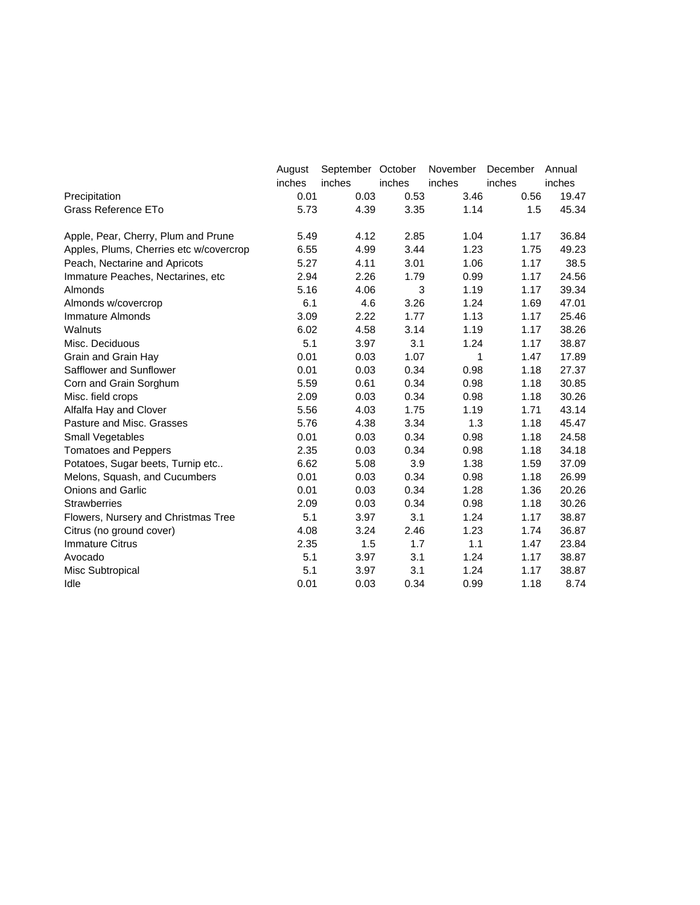| | August inches | September inches | October inches | November inches | December inches | Annual inches |
|---|---|---|---|---|---|---|
| Precipitation | 0.01 | 0.03 | 0.53 | 3.46 | 0.56 | 19.47 |
| Grass Reference ETo | 5.73 | 4.39 | 3.35 | 1.14 | 1.5 | 45.34 |
| | | | | | | |
| Apple, Pear, Cherry, Plum and Prune | 5.49 | 4.12 | 2.85 | 1.04 | 1.17 | 36.84 |
| Apples, Plums, Cherries etc w/covercrop | 6.55 | 4.99 | 3.44 | 1.23 | 1.75 | 49.23 |
| Peach, Nectarine and Apricots | 5.27 | 4.11 | 3.01 | 1.06 | 1.17 | 38.5 |
| Immature Peaches, Nectarines, etc | 2.94 | 2.26 | 1.79 | 0.99 | 1.17 | 24.56 |
| Almonds | 5.16 | 4.06 | 3 | 1.19 | 1.17 | 39.34 |
| Almonds w/covercrop | 6.1 | 4.6 | 3.26 | 1.24 | 1.69 | 47.01 |
| Immature Almonds | 3.09 | 2.22 | 1.77 | 1.13 | 1.17 | 25.46 |
| Walnuts | 6.02 | 4.58 | 3.14 | 1.19 | 1.17 | 38.26 |
| Misc. Deciduous | 5.1 | 3.97 | 3.1 | 1.24 | 1.17 | 38.87 |
| Grain and Grain Hay | 0.01 | 0.03 | 1.07 | 1 | 1.47 | 17.89 |
| Safflower and Sunflower | 0.01 | 0.03 | 0.34 | 0.98 | 1.18 | 27.37 |
| Corn and Grain Sorghum | 5.59 | 0.61 | 0.34 | 0.98 | 1.18 | 30.85 |
| Misc. field crops | 2.09 | 0.03 | 0.34 | 0.98 | 1.18 | 30.26 |
| Alfalfa Hay and Clover | 5.56 | 4.03 | 1.75 | 1.19 | 1.71 | 43.14 |
| Pasture and Misc. Grasses | 5.76 | 4.38 | 3.34 | 1.3 | 1.18 | 45.47 |
| Small Vegetables | 0.01 | 0.03 | 0.34 | 0.98 | 1.18 | 24.58 |
| Tomatoes and Peppers | 2.35 | 0.03 | 0.34 | 0.98 | 1.18 | 34.18 |
| Potatoes, Sugar beets, Turnip etc.. | 6.62 | 5.08 | 3.9 | 1.38 | 1.59 | 37.09 |
| Melons, Squash, and Cucumbers | 0.01 | 0.03 | 0.34 | 0.98 | 1.18 | 26.99 |
| Onions and Garlic | 0.01 | 0.03 | 0.34 | 1.28 | 1.36 | 20.26 |
| Strawberries | 2.09 | 0.03 | 0.34 | 0.98 | 1.18 | 30.26 |
| Flowers, Nursery and Christmas Tree | 5.1 | 3.97 | 3.1 | 1.24 | 1.17 | 38.87 |
| Citrus (no ground cover) | 4.08 | 3.24 | 2.46 | 1.23 | 1.74 | 36.87 |
| Immature Citrus | 2.35 | 1.5 | 1.7 | 1.1 | 1.47 | 23.84 |
| Avocado | 5.1 | 3.97 | 3.1 | 1.24 | 1.17 | 38.87 |
| Misc Subtropical | 5.1 | 3.97 | 3.1 | 1.24 | 1.17 | 38.87 |
| Idle | 0.01 | 0.03 | 0.34 | 0.99 | 1.18 | 8.74 |